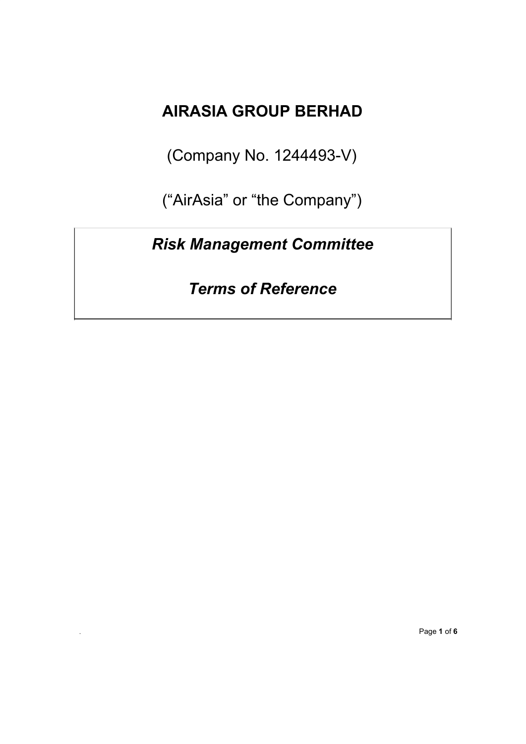# AIRASIA GROUP BERHAD

(Company No. 1244493-V)

(“AirAsia” or “the Company”)

## *Risk Management Committee*

## *Terms of Reference*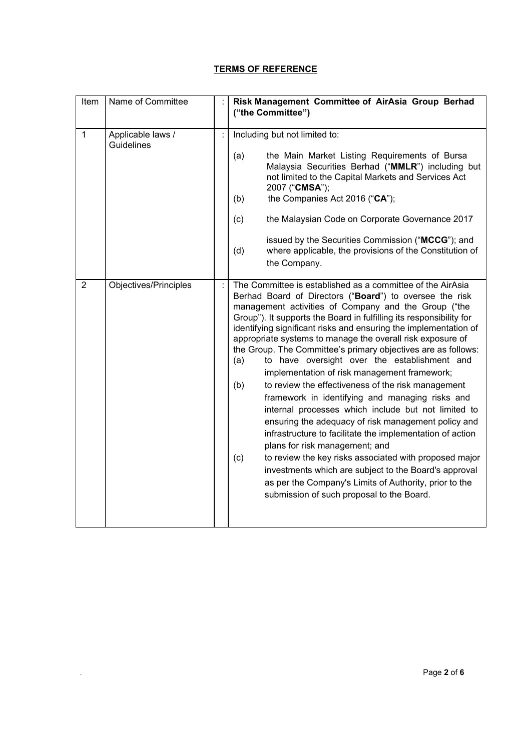**TERMS OF REFERENCE**

| Item | Name of Committee | : | **Risk Management Committee of AirAsia Group Berhad ("the Committee")** |
|---|---|---|---|
| 1 | Applicable laws / Guidelines | : | Including but not limited to:<br><br>(a) the Main Market Listing Requirements of Bursa Malaysia Securities Berhad ("**MMLR**") including but not limited to the Capital Markets and Services Act 2007 ("**CMSA**");<br>(b) the Companies Act 2016 ("**CA**");<br>(c) the Malaysian Code on Corporate Governance 2017 issued by the Securities Commission ("**MCCG**"); and<br>(d) where applicable, the provisions of the Constitution of the Company. |
| 2 | Objectives/Principles | : | The Committee is established as a committee of the AirAsia Berhad Board of Directors ("**Board**") to oversee the risk management activities of Company and the Group ("the Group"). It supports the Board in fulfilling its responsibility for identifying significant risks and ensuring the implementation of appropriate systems to manage the overall risk exposure of the Group. The Committee's primary objectives are as follows:<br>(a) to have oversight over the establishment and implementation of risk management framework;<br>(b) to review the effectiveness of the risk management framework in identifying and managing risks and internal processes which include but not limited to ensuring the adequacy of risk management policy and infrastructure to facilitate the implementation of action plans for risk management; and<br>(c) to review the key risks associated with proposed major investments which are subject to the Board's approval as per the Company's Limits of Authority, prior to the submission of such proposal to the Board. |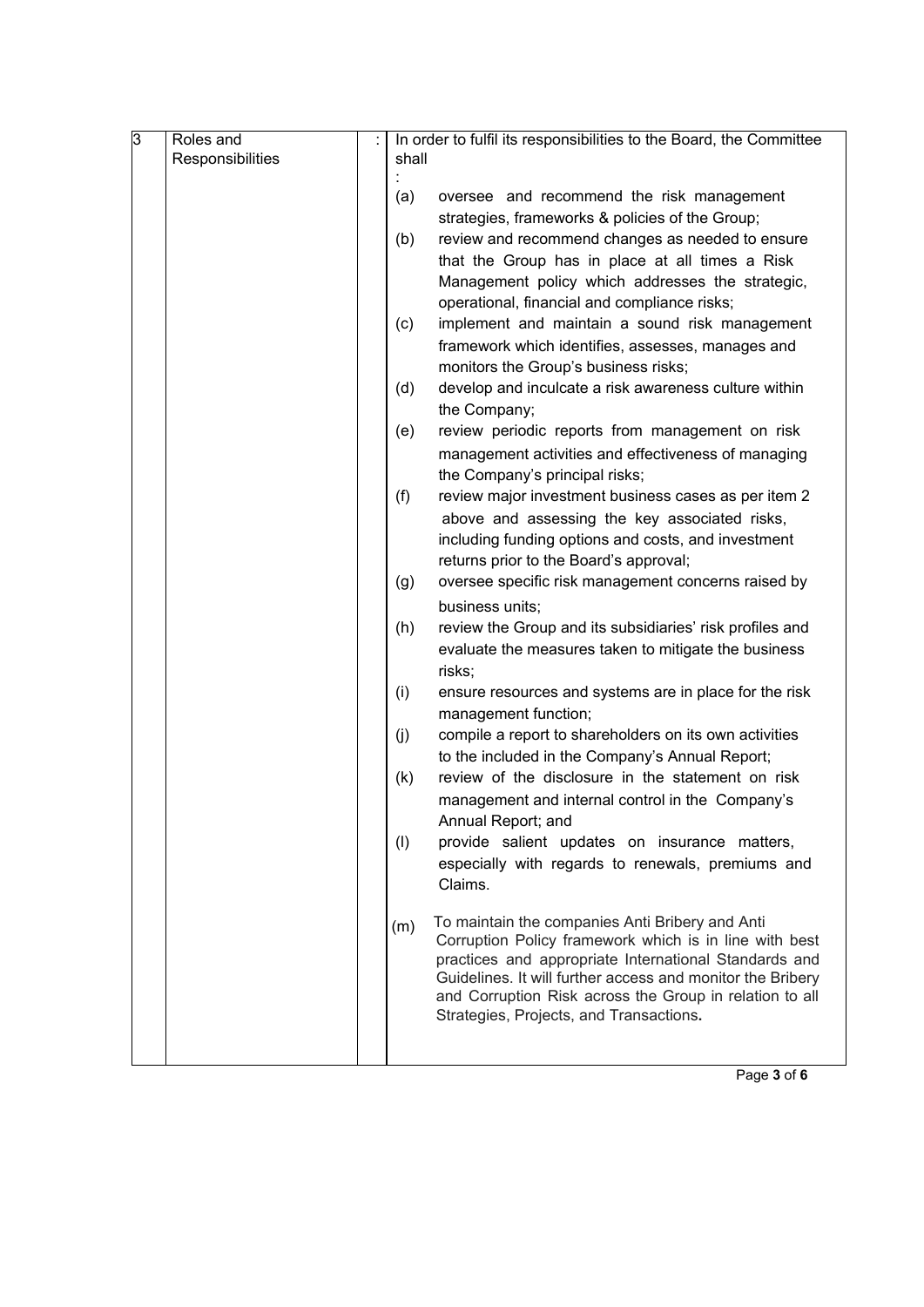| 3 | Roles and Responsibilities | : | In order to fulfil its responsibilities to the Board, the Committee shall : |
|---|---|---|---|
| | | | (a) oversee and recommend the risk management strategies, frameworks & policies of the Group;<br>(b) review and recommend changes as needed to ensure that the Group has in place at all times a Risk Management policy which addresses the strategic, operational, financial and compliance risks;<br>(c) implement and maintain a sound risk management framework which identifies, assesses, manages and monitors the Group's business risks;<br>(d) develop and inculcate a risk awareness culture within the Company;<br>(e) review periodic reports from management on risk management activities and effectiveness of managing the Company's principal risks;<br>(f) review major investment business cases as per item 2 above and assessing the key associated risks, including funding options and costs, and investment returns prior to the Board's approval;<br>(g) oversee specific risk management concerns raised by business units;<br>(h) review the Group and its subsidiaries' risk profiles and evaluate the measures taken to mitigate the business risks;<br>(i) ensure resources and systems are in place for the risk management function;<br>(j) compile a report to shareholders on its own activities to the included in the Company's Annual Report;<br>(k) review of the disclosure in the statement on risk management and internal control in the Company's Annual Report; and<br>(l) provide salient updates on insurance matters, especially with regards to renewals, premiums and Claims.<br><br>(m) To maintain the companies Anti Bribery and Anti Corruption Policy framework which is in line with best practices and appropriate International Standards and Guidelines. It will further access and monitor the Bribery and Corruption Risk across the Group in relation to all Strategies, Projects, and Transactions. |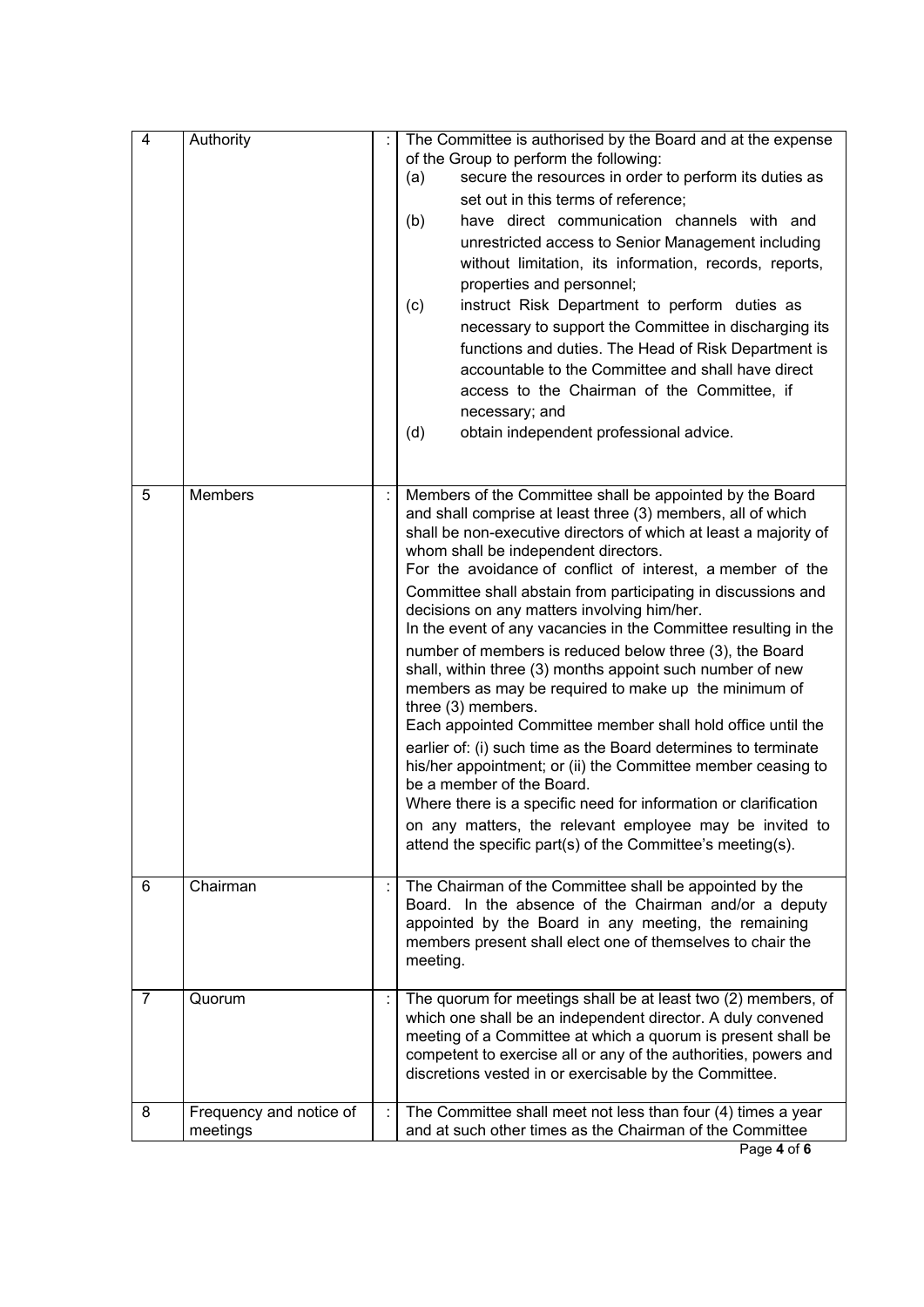| 4 | Authority | : | The Committee is authorised by the Board and at the expense of the Group to perform the following:<br>(a) secure the resources in order to perform its duties as set out in this terms of reference;<br>(b) have direct communication channels with and unrestricted access to Senior Management including without limitation, its information, records, reports, properties and personnel;<br>(c) instruct Risk Department to perform duties as necessary to support the Committee in discharging its functions and duties. The Head of Risk Department is accountable to the Committee and shall have direct access to the Chairman of the Committee, if necessary; and<br>(d) obtain independent professional advice. |
|---|---|---|---|
| 5 | Members | : | Members of the Committee shall be appointed by the Board and shall comprise at least three (3) members, all of which shall be non-executive directors of which at least a majority of whom shall be independent directors.<br>For the avoidance of conflict of interest, a member of the Committee shall abstain from participating in discussions and decisions on any matters involving him/her.<br>In the event of any vacancies in the Committee resulting in the number of members is reduced below three (3), the Board shall, within three (3) months appoint such number of new members as may be required to make up the minimum of three (3) members.<br>Each appointed Committee member shall hold office until the earlier of: (i) such time as the Board determines to terminate his/her appointment; or (ii) the Committee member ceasing to be a member of the Board.<br>Where there is a specific need for information or clarification on any matters, the relevant employee may be invited to attend the specific part(s) of the Committee's meeting(s). |
| 6 | Chairman | : | The Chairman of the Committee shall be appointed by the Board. In the absence of the Chairman and/or a deputy appointed by the Board in any meeting, the remaining members present shall elect one of themselves to chair the meeting. |
| 7 | Quorum | : | The quorum for meetings shall be at least two (2) members, of which one shall be an independent director. A duly convened meeting of a Committee at which a quorum is present shall be competent to exercise all or any of the authorities, powers and discretions vested in or exercisable by the Committee. |
| 8 | Frequency and notice of meetings | : | The Committee shall meet not less than four (4) times a year and at such other times as the Chairman of the Committee |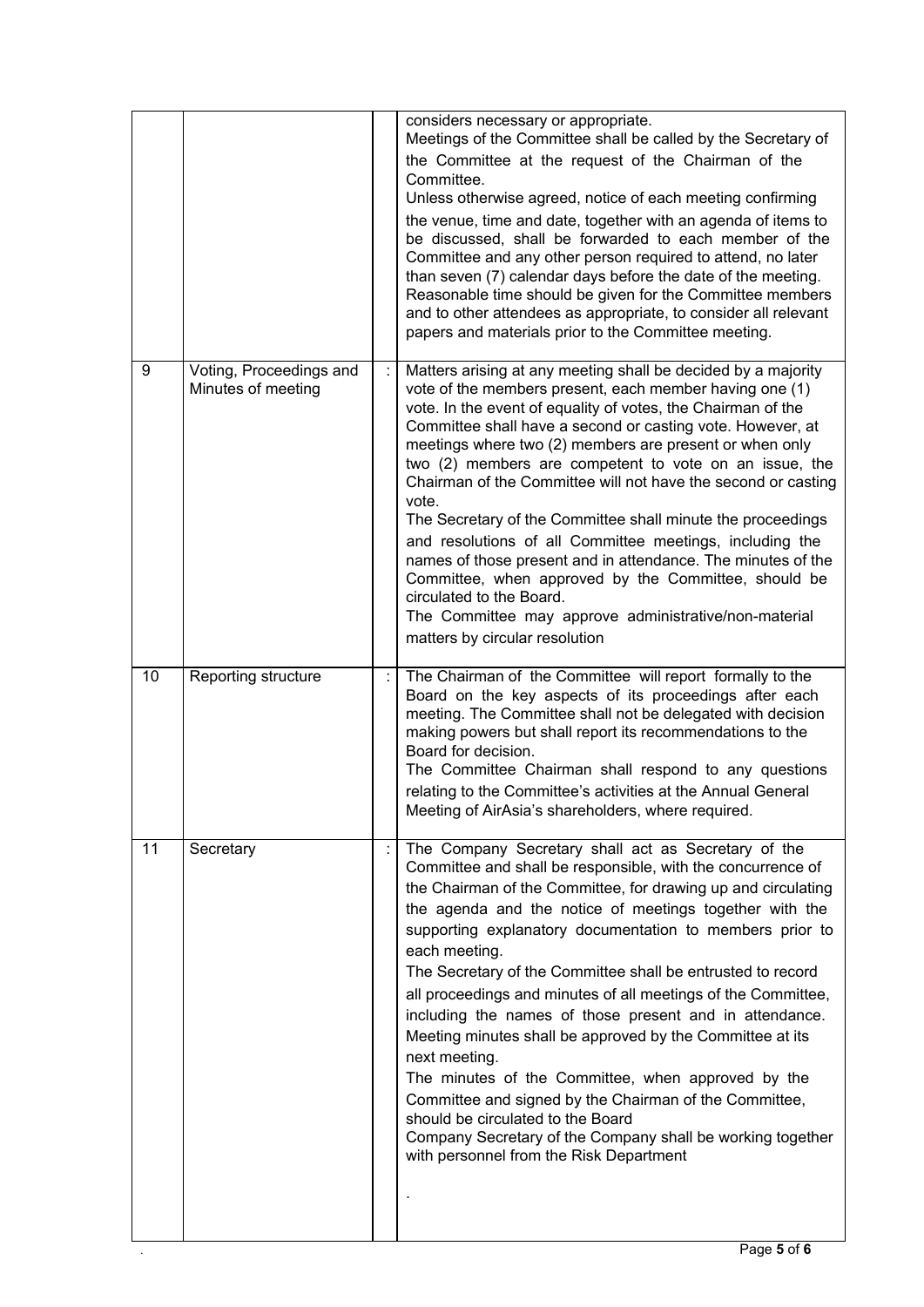| | | | |
|---|---|---|---|
| | | | considers necessary or appropriate.<br>Meetings of the Committee shall be called by the Secretary of the Committee at the request of the Chairman of the Committee.<br>Unless otherwise agreed, notice of each meeting confirming the venue, time and date, together with an agenda of items to be discussed, shall be forwarded to each member of the Committee and any other person required to attend, no later than seven (7) calendar days before the date of the meeting. Reasonable time should be given for the Committee members and to other attendees as appropriate, to consider all relevant papers and materials prior to the Committee meeting. |
| 9 | Voting, Proceedings and Minutes of meeting | : | Matters arising at any meeting shall be decided by a majority vote of the members present, each member having one (1) vote. In the event of equality of votes, the Chairman of the Committee shall have a second or casting vote. However, at meetings where two (2) members are present or when only two (2) members are competent to vote on an issue, the Chairman of the Committee will not have the second or casting vote.<br>The Secretary of the Committee shall minute the proceedings and resolutions of all Committee meetings, including the names of those present and in attendance. The minutes of the Committee, when approved by the Committee, should be circulated to the Board.<br>The Committee may approve administrative/non-material matters by circular resolution |
| 10 | Reporting structure | : | The Chairman of the Committee will report formally to the Board on the key aspects of its proceedings after each meeting. The Committee shall not be delegated with decision making powers but shall report its recommendations to the Board for decision.<br>The Committee Chairman shall respond to any questions relating to the Committee's activities at the Annual General Meeting of AirAsia's shareholders, where required. |
| 11 | Secretary | : | The Company Secretary shall act as Secretary of the Committee and shall be responsible, with the concurrence of the Chairman of the Committee, for drawing up and circulating the agenda and the notice of meetings together with the supporting explanatory documentation to members prior to each meeting.<br>The Secretary of the Committee shall be entrusted to record all proceedings and minutes of all meetings of the Committee, including the names of those present and in attendance. Meeting minutes shall be approved by the Committee at its next meeting.<br>The minutes of the Committee, when approved by the Committee and signed by the Chairman of the Committee, should be circulated to the Board<br>Company Secretary of the Company shall be working together with personnel from the Risk Department<br>. |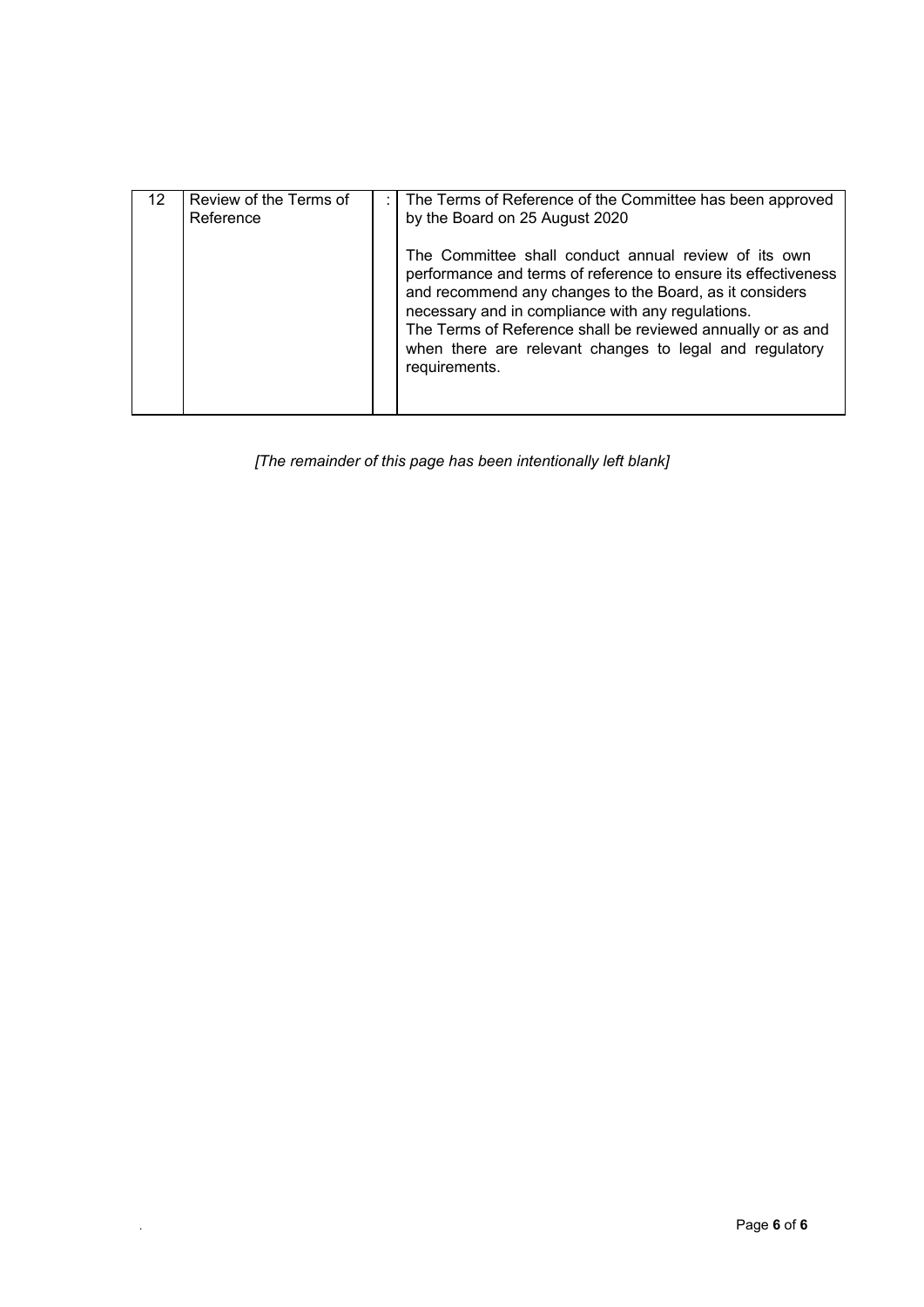| | | | |
|---|---|---|---|
| 12 | Review of the Terms of Reference | : | The Terms of Reference of the Committee has been approved by the Board on 25 August 2020<br><br>The Committee shall conduct annual review of its own performance and terms of reference to ensure its effectiveness and recommend any changes to the Board, as it considers necessary and in compliance with any regulations.<br>The Terms of Reference shall be reviewed annually or as and when there are relevant changes to legal and regulatory requirements. |

*[The remainder of this page has been intentionally left blank]*